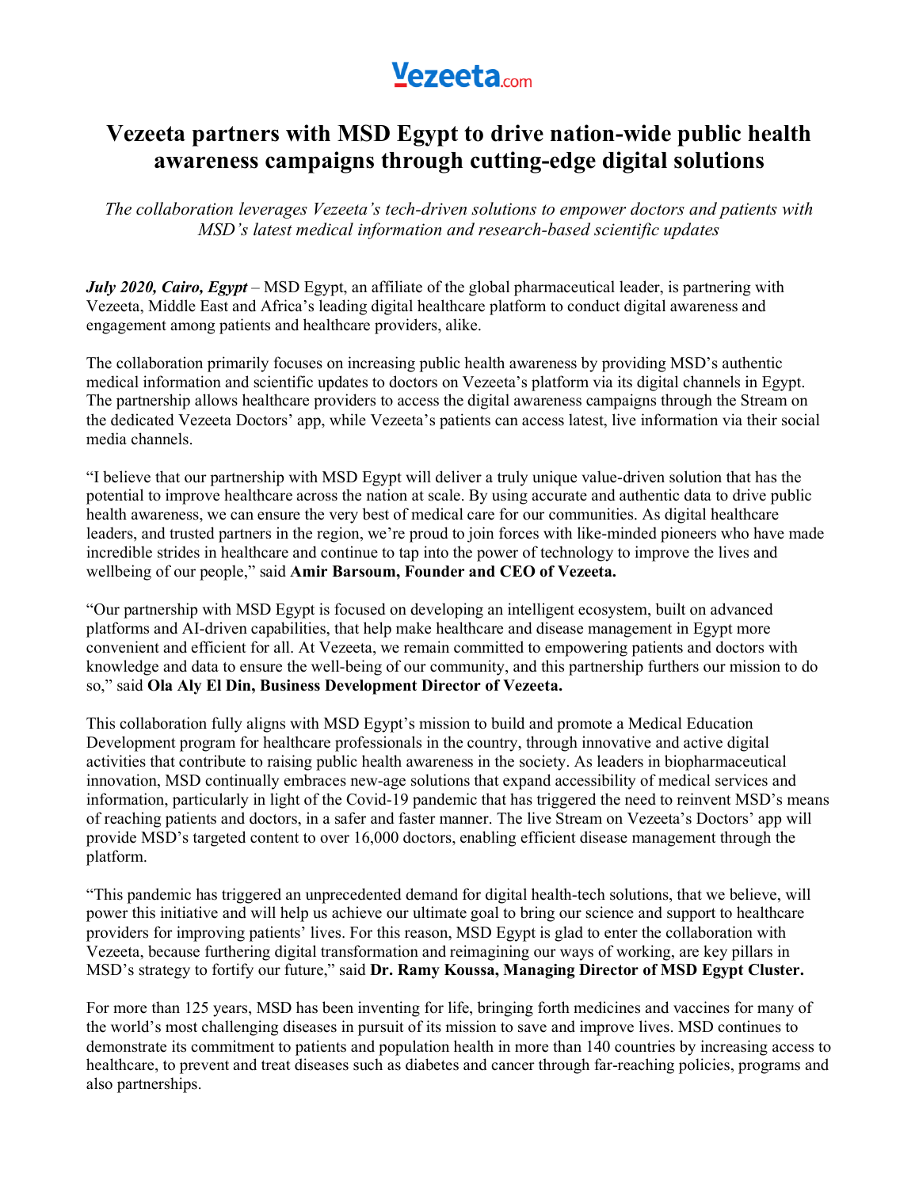Vezeeta.com

# Vezeeta partners with MSD Egypt to drive nation-wide public health awareness campaigns through cutting-edge digital solutions

*The collaboration leverages Vezeeta's tech-driven solutions to empower doctors and patients with MSD's latest medical information and research-based scientific updates*

***July 2020, Cairo, Egypt*** – MSD Egypt, an affiliate of the global pharmaceutical leader, is partnering with Vezeeta, Middle East and Africa's leading digital healthcare platform to conduct digital awareness and engagement among patients and healthcare providers, alike.

The collaboration primarily focuses on increasing public health awareness by providing MSD's authentic medical information and scientific updates to doctors on Vezeeta's platform via its digital channels in Egypt. The partnership allows healthcare providers to access the digital awareness campaigns through the Stream on the dedicated Vezeeta Doctors' app, while Vezeeta's patients can access latest, live information via their social media channels.

"I believe that our partnership with MSD Egypt will deliver a truly unique value-driven solution that has the potential to improve healthcare across the nation at scale. By using accurate and authentic data to drive public health awareness, we can ensure the very best of medical care for our communities. As digital healthcare leaders, and trusted partners in the region, we're proud to join forces with like-minded pioneers who have made incredible strides in healthcare and continue to tap into the power of technology to improve the lives and wellbeing of our people," said **Amir Barsoum, Founder and CEO of Vezeeta.**

"Our partnership with MSD Egypt is focused on developing an intelligent ecosystem, built on advanced platforms and AI-driven capabilities, that help make healthcare and disease management in Egypt more convenient and efficient for all. At Vezeeta, we remain committed to empowering patients and doctors with knowledge and data to ensure the well-being of our community, and this partnership furthers our mission to do so," said **Ola Aly El Din, Business Development Director of Vezeeta.**

This collaboration fully aligns with MSD Egypt's mission to build and promote a Medical Education Development program for healthcare professionals in the country, through innovative and active digital activities that contribute to raising public health awareness in the society. As leaders in biopharmaceutical innovation, MSD continually embraces new-age solutions that expand accessibility of medical services and information, particularly in light of the Covid-19 pandemic that has triggered the need to reinvent MSD's means of reaching patients and doctors, in a safer and faster manner. The live Stream on Vezeeta's Doctors' app will provide MSD's targeted content to over 16,000 doctors, enabling efficient disease management through the platform.

"This pandemic has triggered an unprecedented demand for digital health-tech solutions, that we believe, will power this initiative and will help us achieve our ultimate goal to bring our science and support to healthcare providers for improving patients' lives. For this reason, MSD Egypt is glad to enter the collaboration with Vezeeta, because furthering digital transformation and reimagining our ways of working, are key pillars in MSD's strategy to fortify our future," said **Dr. Ramy Koussa, Managing Director of MSD Egypt Cluster.**

For more than 125 years, MSD has been inventing for life, bringing forth medicines and vaccines for many of the world's most challenging diseases in pursuit of its mission to save and improve lives. MSD continues to demonstrate its commitment to patients and population health in more than 140 countries by increasing access to healthcare, to prevent and treat diseases such as diabetes and cancer through far-reaching policies, programs and also partnerships.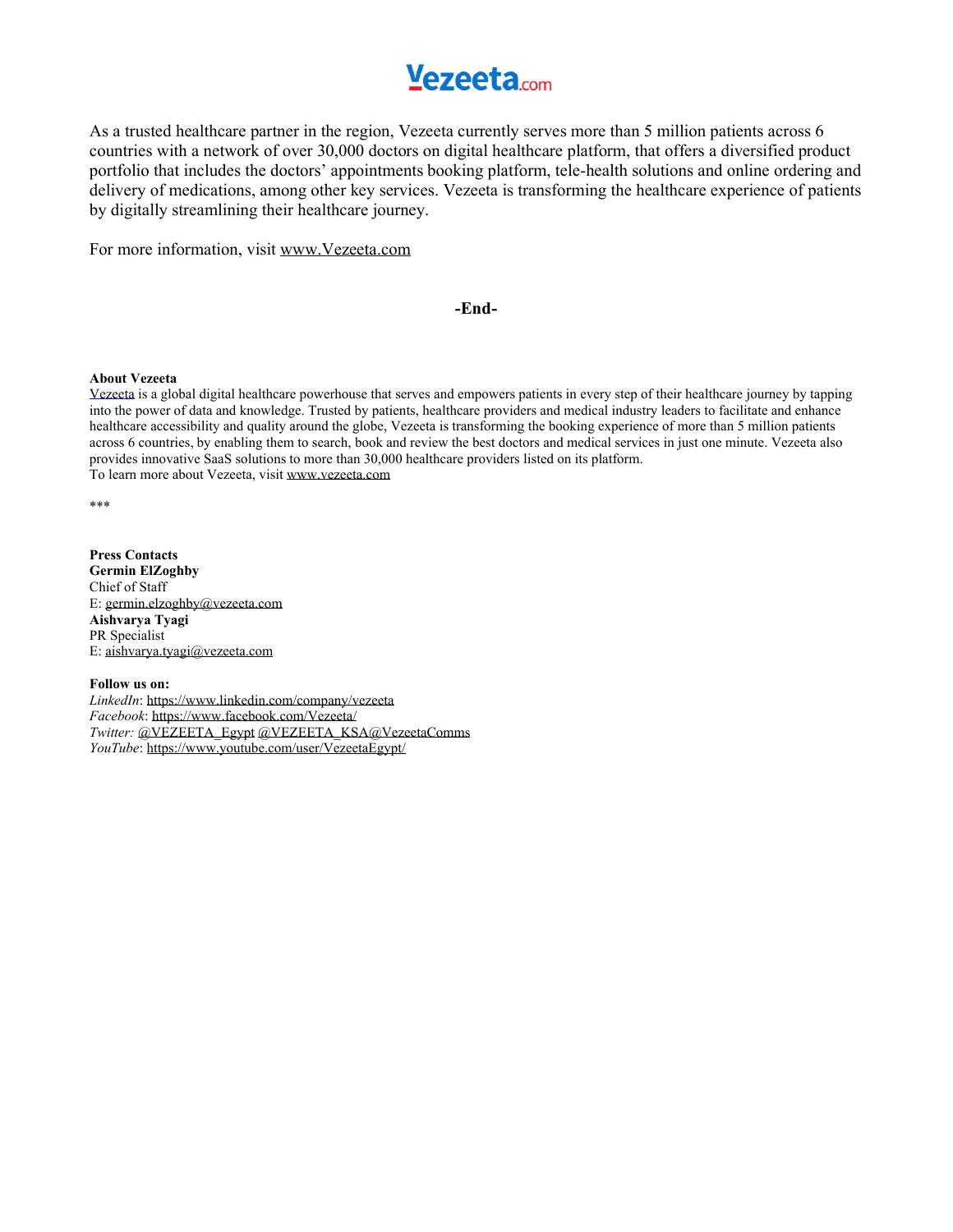As a trusted healthcare partner in the region, Vezeeta currently serves more than 5 million patients across 6 countries with a network of over 30,000 doctors on digital healthcare platform, that offers a diversified product portfolio that includes the doctors' appointments booking platform, tele-health solutions and online ordering and delivery of medications, among other key services. Vezeeta is transforming the healthcare experience of patients by digitally streamlining their healthcare journey.

For more information, visit www.Vezeeta.com

**-End-**

**About Vezeeta**

Vezeeta is a global digital healthcare powerhouse that serves and empowers patients in every step of their healthcare journey by tapping into the power of data and knowledge. Trusted by patients, healthcare providers and medical industry leaders to facilitate and enhance healthcare accessibility and quality around the globe, Vezeeta is transforming the booking experience of more than 5 million patients across 6 countries, by enabling them to search, book and review the best doctors and medical services in just one minute. Vezeeta also provides innovative SaaS solutions to more than 30,000 healthcare providers listed on its platform.
To learn more about Vezeeta, visit www.vezeeta.com

***

**Press Contacts**
**Germin ElZoghby**
Chief of Staff
E: germin.elzoghby@vezeeta.com
**Aishvarya Tyagi**
PR Specialist
E: aishvarya.tyagi@vezeeta.com

**Follow us on:**
*LinkedIn*: https://www.linkedin.com/company/vezeeta
*Facebook*: https://www.facebook.com/Vezeeta/
*Twitter:* @VEZEETA_Egypt @VEZEETA_KSA@VezeetaComms
*YouTube*: https://www.youtube.com/user/VezeetaEgypt/